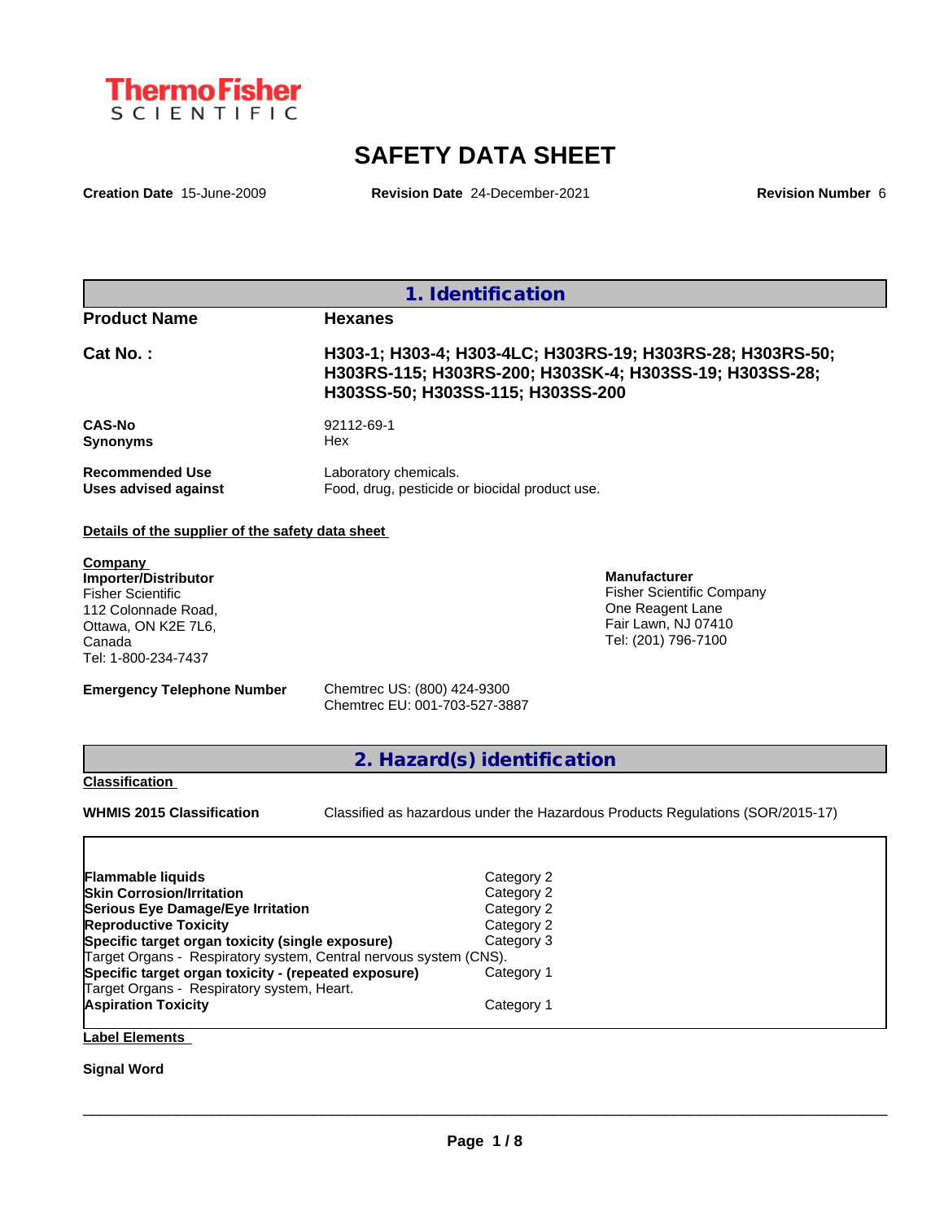ThermoFisher SCIENTIFIC

# SAFETY DATA SHEET

**Creation Date** 15-June-2009 **Revision Date** 24-December-2021 **Revision Number** 6

## 1. Identification

| | |
|---|---|
| **Product Name** | **Hexanes** |
| **Cat No. :** | **H303-1; H303-4; H303-4LC; H303RS-19; H303RS-28; H303RS-50; H303RS-115; H303RS-200; H303SK-4; H303SS-19; H303SS-28; H303SS-50; H303SS-115; H303SS-200** |
| **CAS-No** | 92112-69-1 |
| **Synonyms** | Hex |
| **Recommended Use** | Laboratory chemicals. |
| **Uses advised against** | Food, drug, pesticide or biocidal product use. |

**Details of the supplier of the safety data sheet**

**Company**
**Importer/Distributor**
Fisher Scientific
112 Colonnade Road,
Ottawa, ON K2E 7L6,
Canada
Tel: 1-800-234-7437

**Manufacturer**
Fisher Scientific Company
One Reagent Lane
Fair Lawn, NJ 07410
Tel: (201) 796-7100

**Emergency Telephone Number** Chemtrec US: (800) 424-9300
Chemtrec EU: 001-703-527-3887

## 2. Hazard(s) identification

**Classification**

**WHMIS 2015 Classification** Classified as hazardous under the Hazardous Products Regulations (SOR/2015-17)

| | |
|---|---|
| **Flammable liquids** | Category 2 |
| **Skin Corrosion/Irritation** | Category 2 |
| **Serious Eye Damage/Eye Irritation** | Category 2 |
| **Reproductive Toxicity** | Category 2 |
| **Specific target organ toxicity (single exposure)** | Category 3 |
| Target Organs - Respiratory system, Central nervous system (CNS). | |
| **Specific target organ toxicity - (repeated exposure)** | Category 1 |
| Target Organs - Respiratory system, Heart. | |
| **Aspiration Toxicity** | Category 1 |

**Label Elements**

**Signal Word**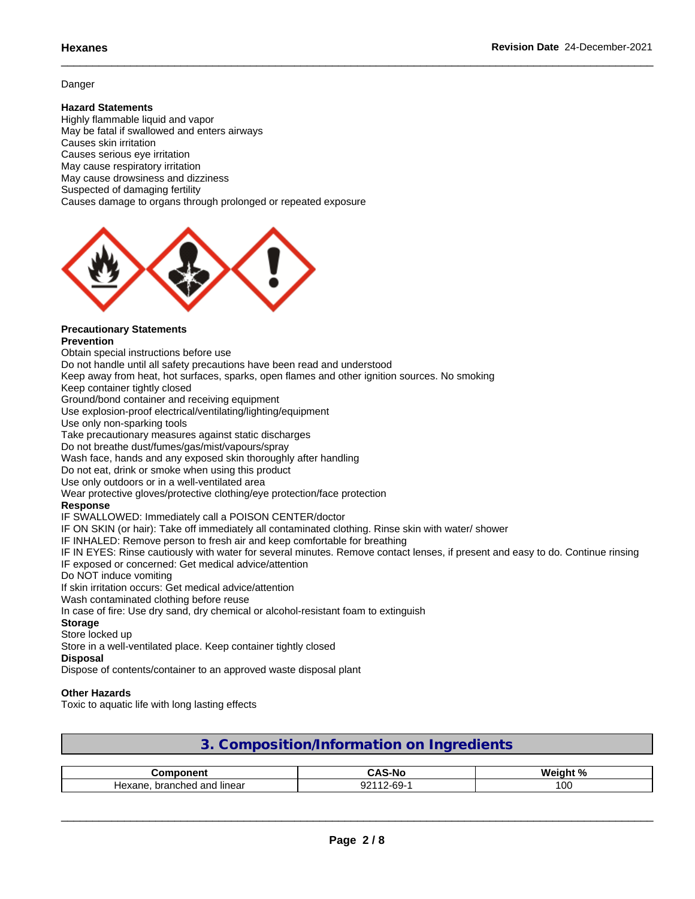Danger

**Hazard Statements**

Highly flammable liquid and vapor
May be fatal if swallowed and enters airways
Causes skin irritation
Causes serious eye irritation
May cause respiratory irritation
May cause drowsiness and dizziness
Suspected of damaging fertility
Causes damage to organs through prolonged or repeated exposure

**Precautionary Statements**

**Prevention**

Obtain special instructions before use
Do not handle until all safety precautions have been read and understood
Keep away from heat, hot surfaces, sparks, open flames and other ignition sources. No smoking
Keep container tightly closed
Ground/bond container and receiving equipment
Use explosion-proof electrical/ventilating/lighting/equipment
Use only non-sparking tools
Take precautionary measures against static discharges
Do not breathe dust/fumes/gas/mist/vapours/spray
Wash face, hands and any exposed skin thoroughly after handling
Do not eat, drink or smoke when using this product
Use only outdoors or in a well-ventilated area
Wear protective gloves/protective clothing/eye protection/face protection

**Response**

IF SWALLOWED: Immediately call a POISON CENTER/doctor
IF ON SKIN (or hair): Take off immediately all contaminated clothing. Rinse skin with water/ shower
IF INHALED: Remove person to fresh air and keep comfortable for breathing
IF IN EYES: Rinse cautiously with water for several minutes. Remove contact lenses, if present and easy to do. Continue rinsing
IF exposed or concerned: Get medical advice/attention
Do NOT induce vomiting
If skin irritation occurs: Get medical advice/attention
Wash contaminated clothing before reuse
In case of fire: Use dry sand, dry chemical or alcohol-resistant foam to extinguish

**Storage**

Store locked up
Store in a well-ventilated place. Keep container tightly closed

**Disposal**

Dispose of contents/container to an approved waste disposal plant

**Other Hazards**

Toxic to aquatic life with long lasting effects

## 3. Composition/Information on Ingredients

| Component | CAS-No | Weight % |
|---|---|---|
| Hexane, branched and linear | 92112-69-1 | 100 |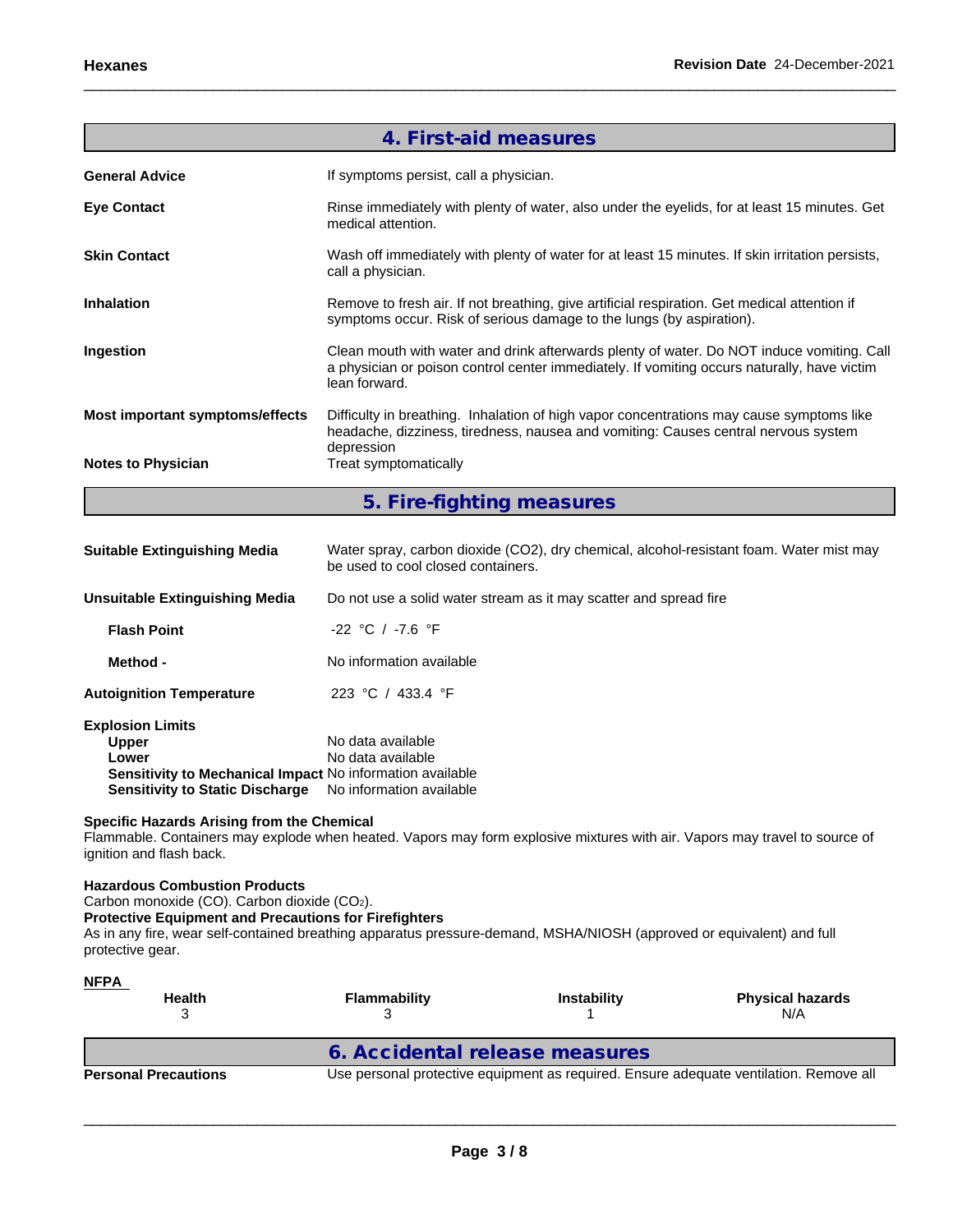## 4. First-aid measures

**General Advice** If symptoms persist, call a physician.

**Eye Contact** Rinse immediately with plenty of water, also under the eyelids, for at least 15 minutes. Get medical attention.

**Skin Contact** Wash off immediately with plenty of water for at least 15 minutes. If skin irritation persists, call a physician.

**Inhalation** Remove to fresh air. If not breathing, give artificial respiration. Get medical attention if symptoms occur. Risk of serious damage to the lungs (by aspiration).

**Ingestion** Clean mouth with water and drink afterwards plenty of water. Do NOT induce vomiting. Call a physician or poison control center immediately. If vomiting occurs naturally, have victim lean forward.

**Most important symptoms/effects** Difficulty in breathing. Inhalation of high vapor concentrations may cause symptoms like headache, dizziness, tiredness, nausea and vomiting: Causes central nervous system depression

**Notes to Physician** Treat symptomatically

## 5. Fire-fighting measures

**Suitable Extinguishing Media** Water spray, carbon dioxide ($CO_2$), dry chemical, alcohol-resistant foam. Water mist may be used to cool closed containers.

**Unsuitable Extinguishing Media** Do not use a solid water stream as it may scatter and spread fire

**Flash Point** -22 °C / -7.6 °F

**Method -** No information available

**Autoignition Temperature** 223 °C / 433.4 °F

**Explosion Limits**

**Upper** No data available

**Lower** No data available

**Sensitivity to Mechanical Impact** No information available

**Sensitivity to Static Discharge** No information available

**Specific Hazards Arising from the Chemical**

Flammable. Containers may explode when heated. Vapors may form explosive mixtures with air. Vapors may travel to source of ignition and flash back.

**Hazardous Combustion Products**

Carbon monoxide (CO). Carbon dioxide ($CO_2$).

**Protective Equipment and Precautions for Firefighters**

As in any fire, wear self-contained breathing apparatus pressure-demand, MSHA/NIOSH (approved or equivalent) and full protective gear.

**NFPA**

| Health | Flammability | Instability | Physical hazards |
|---|---|---|---|
| 3 | 3 | 1 | N/A |

## 6. Accidental release measures

**Personal Precautions** Use personal protective equipment as required. Ensure adequate ventilation. Remove all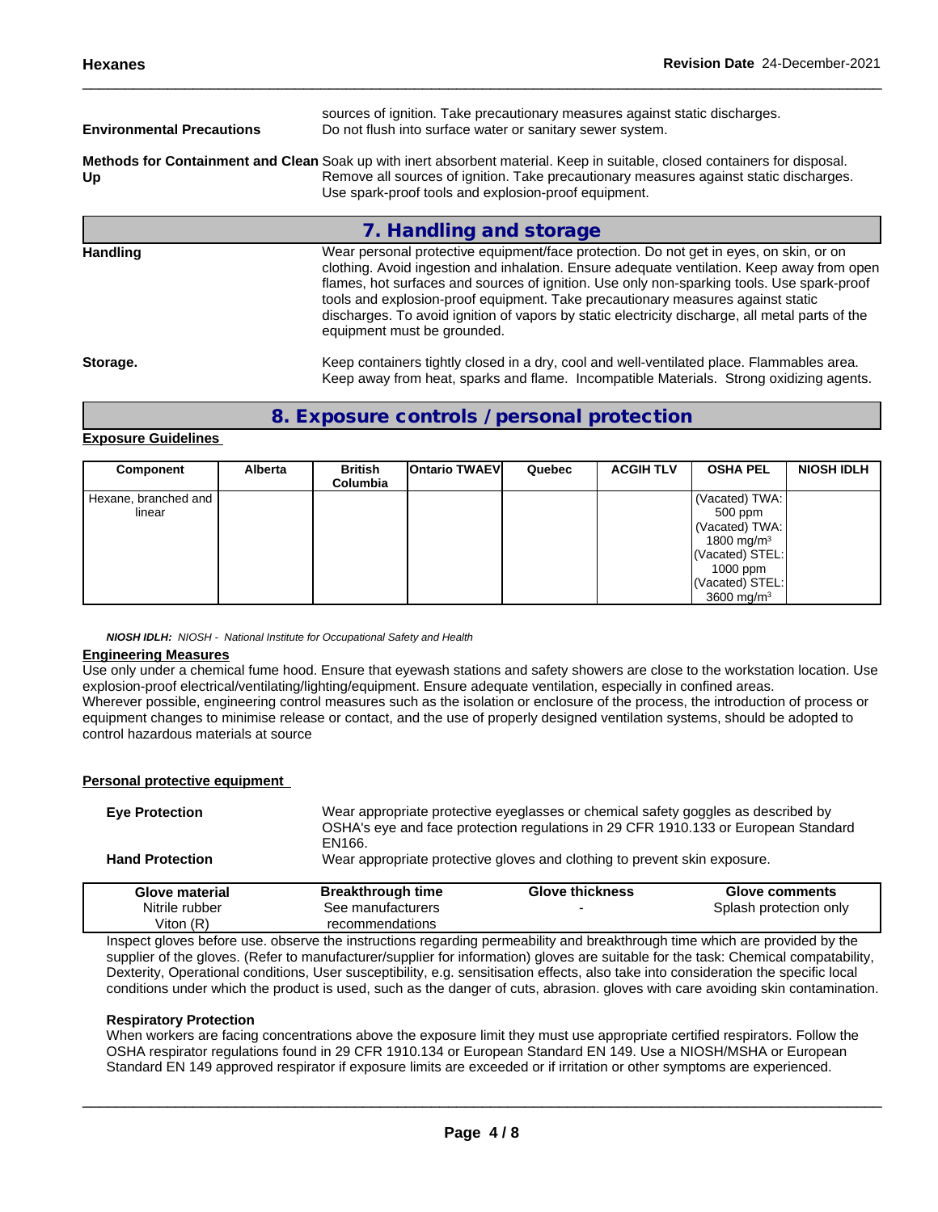sources of ignition. Take precautionary measures against static discharges.

**Environmental Precautions** Do not flush into surface water or sanitary sewer system.

**Methods for Containment and Clean Up** Soak up with inert absorbent material. Keep in suitable, closed containers for disposal. Remove all sources of ignition. Take precautionary measures against static discharges. Use spark-proof tools and explosion-proof equipment.

## 7. Handling and storage

**Handling** Wear personal protective equipment/face protection. Do not get in eyes, on skin, or on clothing. Avoid ingestion and inhalation. Ensure adequate ventilation. Keep away from open flames, hot surfaces and sources of ignition. Use only non-sparking tools. Use spark-proof tools and explosion-proof equipment. Take precautionary measures against static discharges. To avoid ignition of vapors by static electricity discharge, all metal parts of the equipment must be grounded.

**Storage.** Keep containers tightly closed in a dry, cool and well-ventilated place. Flammables area. Keep away from heat, sparks and flame. Incompatible Materials. Strong oxidizing agents.

## 8. Exposure controls / personal protection

**Exposure Guidelines**

| Component | Alberta | British Columbia | Ontario TWAEV | Quebec | ACGIH TLV | OSHA PEL | NIOSH IDLH |
|---|---|---|---|---|---|---|---|
| Hexane, branched and linear | | | | | | (Vacated) TWA: 500 ppm (Vacated) TWA: 1800 mg/m$^3$ (Vacated) STEL: 1000 ppm (Vacated) STEL: 3600 mg/m$^3$ | |

***NIOSH IDLH:*** *NIOSH - National Institute for Occupational Safety and Health*

**Engineering Measures**

Use only under a chemical fume hood. Ensure that eyewash stations and safety showers are close to the workstation location. Use explosion-proof electrical/ventilating/lighting/equipment. Ensure adequate ventilation, especially in confined areas.
Wherever possible, engineering control measures such as the isolation or enclosure of the process, the introduction of process or equipment changes to minimise release or contact, and the use of properly designed ventilation systems, should be adopted to control hazardous materials at source

**Personal protective equipment**

**Eye Protection** Wear appropriate protective eyeglasses or chemical safety goggles as described by OSHA's eye and face protection regulations in 29 CFR 1910.133 or European Standard EN166.

**Hand Protection** Wear appropriate protective gloves and clothing to prevent skin exposure.

| Glove material | Breakthrough time | Glove thickness | Glove comments |
|---|---|---|---|
| Nitrile rubber Viton (R) | See manufacturers recommendations | - | Splash protection only |

Inspect gloves before use. observe the instructions regarding permeability and breakthrough time which are provided by the supplier of the gloves. (Refer to manufacturer/supplier for information) gloves are suitable for the task: Chemical compatability, Dexterity, Operational conditions, User susceptibility, e.g. sensitisation effects, also take into consideration the specific local conditions under which the product is used, such as the danger of cuts, abrasion. gloves with care avoiding skin contamination.

**Respiratory Protection**

When workers are facing concentrations above the exposure limit they must use appropriate certified respirators. Follow the OSHA respirator regulations found in 29 CFR 1910.134 or European Standard EN 149. Use a NIOSH/MSHA or European Standard EN 149 approved respirator if exposure limits are exceeded or if irritation or other symptoms are experienced.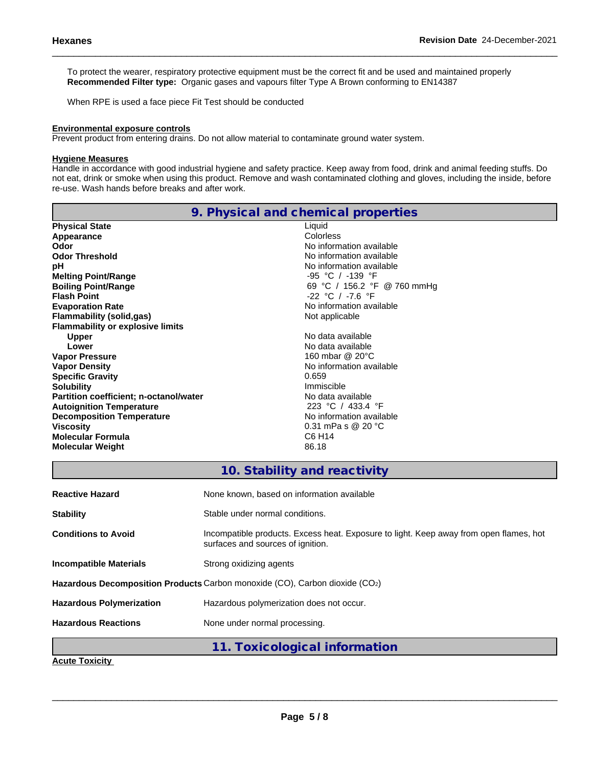To protect the wearer, respiratory protective equipment must be the correct fit and be used and maintained properly
**Recommended Filter type:** Organic gases and vapours filter Type A Brown conforming to EN14387

When RPE is used a face piece Fit Test should be conducted

**Environmental exposure controls**
Prevent product from entering drains. Do not allow material to contaminate ground water system.

**Hygiene Measures**
Handle in accordance with good industrial hygiene and safety practice. Keep away from food, drink and animal feeding stuffs. Do not eat, drink or smoke when using this product. Remove and wash contaminated clothing and gloves, including the inside, before re-use. Wash hands before breaks and after work.

## 9. Physical and chemical properties

| | |
|---|---|
| **Physical State** | Liquid |
| **Appearance** | Colorless |
| **Odor** | No information available |
| **Odor Threshold** | No information available |
| **pH** | No information available |
| **Melting Point/Range** | -95 °C / -139 °F |
| **Boiling Point/Range** | 69 °C / 156.2 °F @ 760 mmHg |
| **Flash Point** | -22 °C / -7.6 °F |
| **Evaporation Rate** | No information available |
| **Flammability (solid,gas)** | Not applicable |
| **Flammability or explosive limits** | |
| **Upper** | No data available |
| **Lower** | No data available |
| **Vapor Pressure** | 160 mbar @ 20°C |
| **Vapor Density** | No information available |
| **Specific Gravity** | 0.659 |
| **Solubility** | Immiscible |
| **Partition coefficient; n-octanol/water** | No data available |
| **Autoignition Temperature** | 223 °C / 433.4 °F |
| **Decomposition Temperature** | No information available |
| **Viscosity** | 0.31 mPa s @ 20 °C |
| **Molecular Formula** | $C_6H_{14}$ |
| **Molecular Weight** | 86.18 |

## 10. Stability and reactivity

| | |
|---|---|
| **Reactive Hazard** | None known, based on information available |
| **Stability** | Stable under normal conditions. |
| **Conditions to Avoid** | Incompatible products. Excess heat. Exposure to light. Keep away from open flames, hot surfaces and sources of ignition. |
| **Incompatible Materials** | Strong oxidizing agents |
| **Hazardous Decomposition Products** | Carbon monoxide (CO), Carbon dioxide ($CO_2$) |
| **Hazardous Polymerization** | Hazardous polymerization does not occur. |
| **Hazardous Reactions** | None under normal processing. |

## 11. Toxicological information

**Acute Toxicity**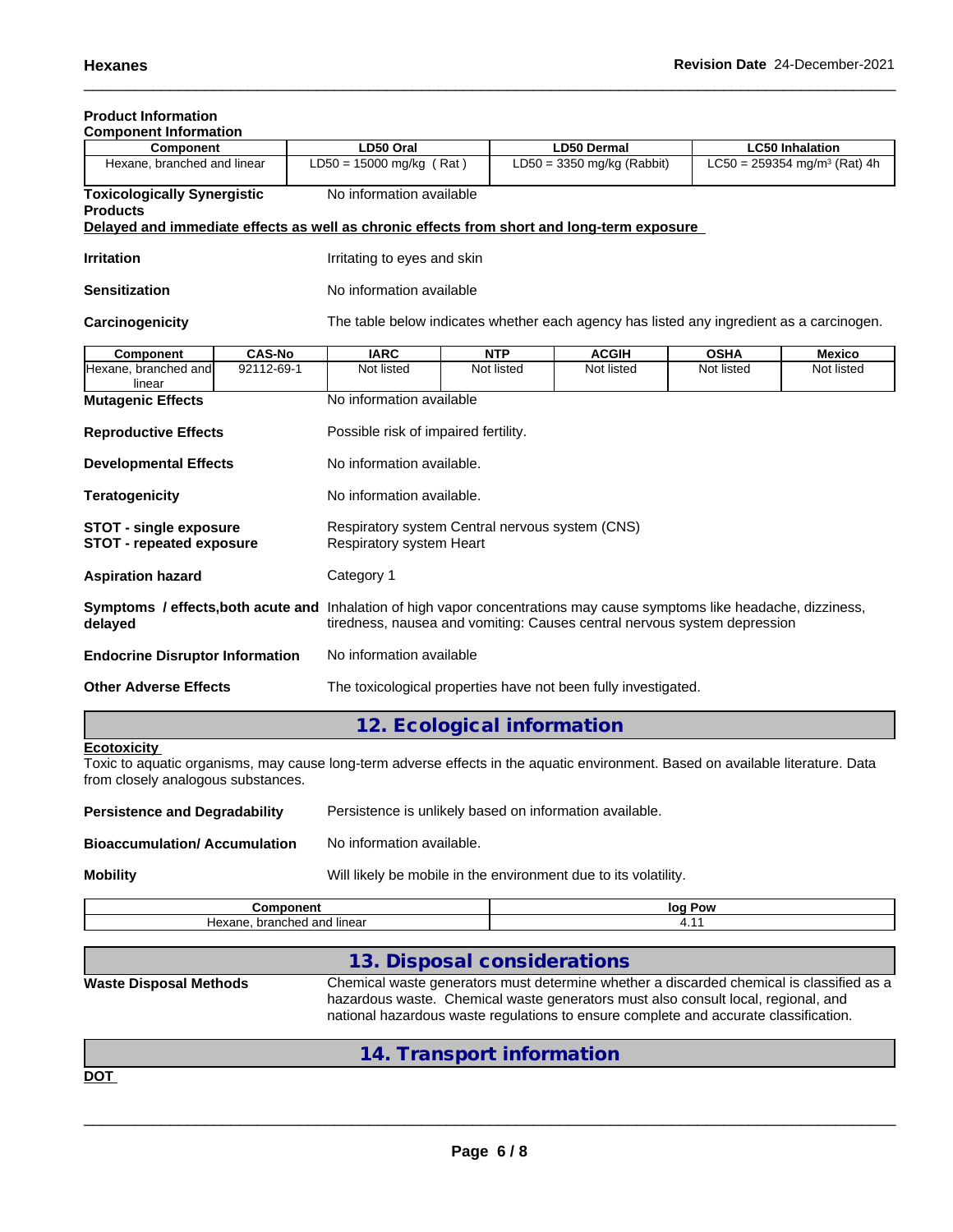**Product Information**

**Component Information**

| Component | LD50 Oral | LD50 Dermal | LC50 Inhalation |
|---|---|---|---|
| Hexane, branched and linear | LD50 = 15000 mg/kg ( Rat ) | LD50 = 3350 mg/kg (Rabbit) | LC50 = 259354 mg/m³ (Rat) 4h |

**Toxicologically Synergistic Products** No information available

**Delayed and immediate effects as well as chronic effects from short and long-term exposure**

**Irritation** Irritating to eyes and skin

**Sensitization** No information available

**Carcinogenicity** The table below indicates whether each agency has listed any ingredient as a carcinogen.

| Component | CAS-No | IARC | NTP | ACGIH | OSHA | Mexico |
|---|---|---|---|---|---|---|
| Hexane, branched and linear | 92112-69-1 | Not listed | Not listed | Not listed | Not listed | Not listed |

**Mutagenic Effects** No information available

**Reproductive Effects** Possible risk of impaired fertility.

**Developmental Effects** No information available.

**Teratogenicity** No information available.

**STOT - single exposure** Respiratory system Central nervous system (CNS)
**STOT - repeated exposure** Respiratory system Heart

**Aspiration hazard** Category 1

**Symptoms / effects,both acute and delayed** Inhalation of high vapor concentrations may cause symptoms like headache, dizziness, tiredness, nausea and vomiting: Causes central nervous system depression

**Endocrine Disruptor Information** No information available

**Other Adverse Effects** The toxicological properties have not been fully investigated.

## 12. Ecological information

**Ecotoxicity**

Toxic to aquatic organisms, may cause long-term adverse effects in the aquatic environment. Based on available literature. Data from closely analogous substances.

**Persistence and Degradability** Persistence is unlikely based on information available.

**Bioaccumulation/ Accumulation** No information available.

**Mobility** Will likely be mobile in the environment due to its volatility.

| Component | log Pow |
|---|---|
| Hexane, branched and linear | 4.11 |

## 13. Disposal considerations

**Waste Disposal Methods** Chemical waste generators must determine whether a discarded chemical is classified as a hazardous waste. Chemical waste generators must also consult local, regional, and national hazardous waste regulations to ensure complete and accurate classification.

## 14. Transport information

**DOT**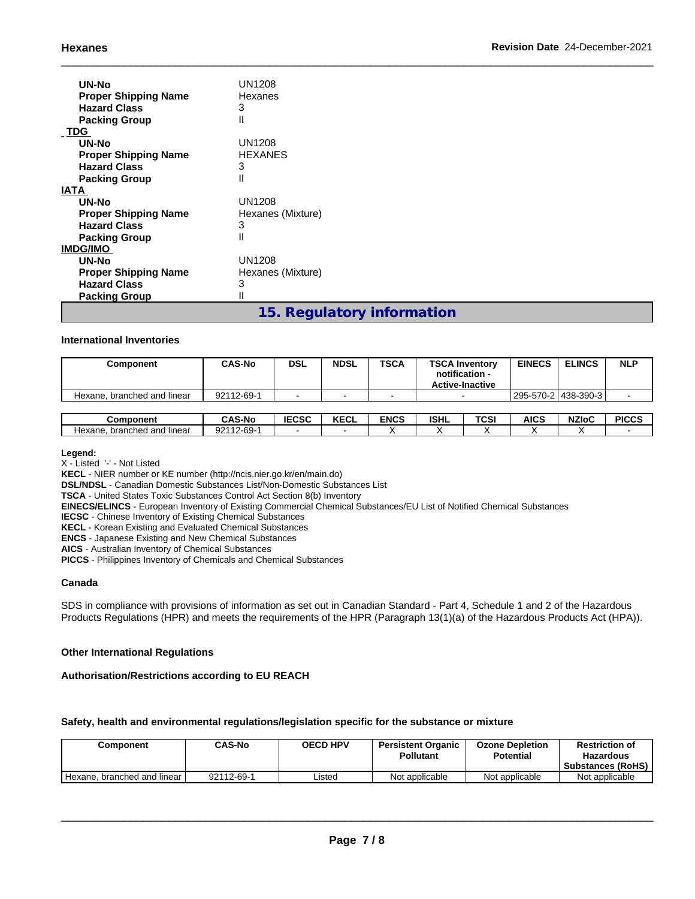**UN-No** UN1208
**Proper Shipping Name** Hexanes
**Hazard Class** 3
**Packing Group** II

**TDG**

**UN-No** UN1208
**Proper Shipping Name** HEXANES
**Hazard Class** 3
**Packing Group** II

**IATA**

**UN-No** UN1208
**Proper Shipping Name** Hexanes (Mixture)
**Hazard Class** 3
**Packing Group** II

**IMDG/IMO**

**UN-No** UN1208
**Proper Shipping Name** Hexanes (Mixture)
**Hazard Class** 3
**Packing Group** II

## 15. Regulatory information

### International Inventories

| Component | CAS-No | DSL | NDSL | TSCA | TSCA Inventory notification - Active-Inactive | EINECS | ELINCS | NLP |
|---|---|---|---|---|---|---|---|---|
| Hexane, branched and linear | 92112-69-1 | - | - | - | - | 295-570-2 | 438-390-3 | - |

| Component | CAS-No | IECSC | KECL | ENCS | ISHL | TCSI | AICS | NZIoC | PICCS |
|---|---|---|---|---|---|---|---|---|---|
| Hexane, branched and linear | 92112-69-1 | - | - | X | X | X | X | X | - |

**Legend:**
X - Listed '-' - Not Listed
**KECL** - NIER number or KE number (http://ncis.nier.go.kr/en/main.do)
**DSL/NDSL** - Canadian Domestic Substances List/Non-Domestic Substances List
**TSCA** - United States Toxic Substances Control Act Section 8(b) Inventory
**EINECS/ELINCS** - European Inventory of Existing Commercial Chemical Substances/EU List of Notified Chemical Substances
**IECSC** - Chinese Inventory of Existing Chemical Substances
**KECL** - Korean Existing and Evaluated Chemical Substances
**ENCS** - Japanese Existing and New Chemical Substances
**AICS** - Australian Inventory of Chemical Substances
**PICCS** - Philippines Inventory of Chemicals and Chemical Substances

### Canada

SDS in compliance with provisions of information as set out in Canadian Standard - Part 4, Schedule 1 and 2 of the Hazardous Products Regulations (HPR) and meets the requirements of the HPR (Paragraph 13(1)(a) of the Hazardous Products Act (HPA)).

### Other International Regulations

**Authorisation/Restrictions according to EU REACH**

**Safety, health and environmental regulations/legislation specific for the substance or mixture**

| Component | CAS-No | OECD HPV | Persistent Organic Pollutant | Ozone Depletion Potential | Restriction of Hazardous Substances (RoHS) |
|---|---|---|---|---|---|
| Hexane, branched and linear | 92112-69-1 | Listed | Not applicable | Not applicable | Not applicable |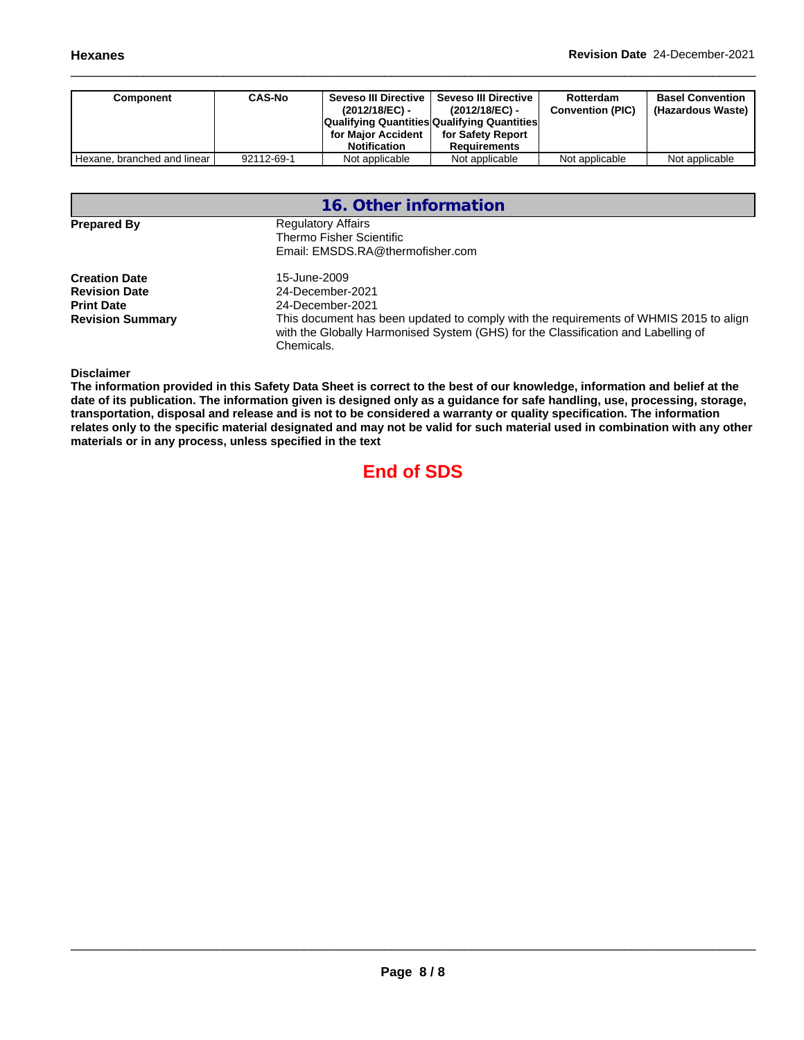| Component | CAS-No | Seveso III Directive (2012/18/EC) - Qualifying Quantities for Major Accident Notification | Seveso III Directive (2012/18/EC) - Qualifying Quantities for Safety Report Requirements | Rotterdam Convention (PIC) | Basel Convention (Hazardous Waste) |
|---|---|---|---|---|---|
| Hexane, branched and linear | 92112-69-1 | Not applicable | Not applicable | Not applicable | Not applicable |

## 16. Other information

**Prepared By**
Regulatory Affairs
Thermo Fisher Scientific
Email: EMSDS.RA@thermofisher.com

**Creation Date** 15-June-2009
**Revision Date** 24-December-2021
**Print Date** 24-December-2021
**Revision Summary** This document has been updated to comply with the requirements of WHMIS 2015 to align with the Globally Harmonised System (GHS) for the Classification and Labelling of Chemicals.

**Disclaimer**
**The information provided in this Safety Data Sheet is correct to the best of our knowledge, information and belief at the date of its publication. The information given is designed only as a guidance for safe handling, use, processing, storage, transportation, disposal and release and is not to be considered a warranty or quality specification. The information relates only to the specific material designated and may not be valid for such material used in combination with any other materials or in any process, unless specified in the text**

**End of SDS**